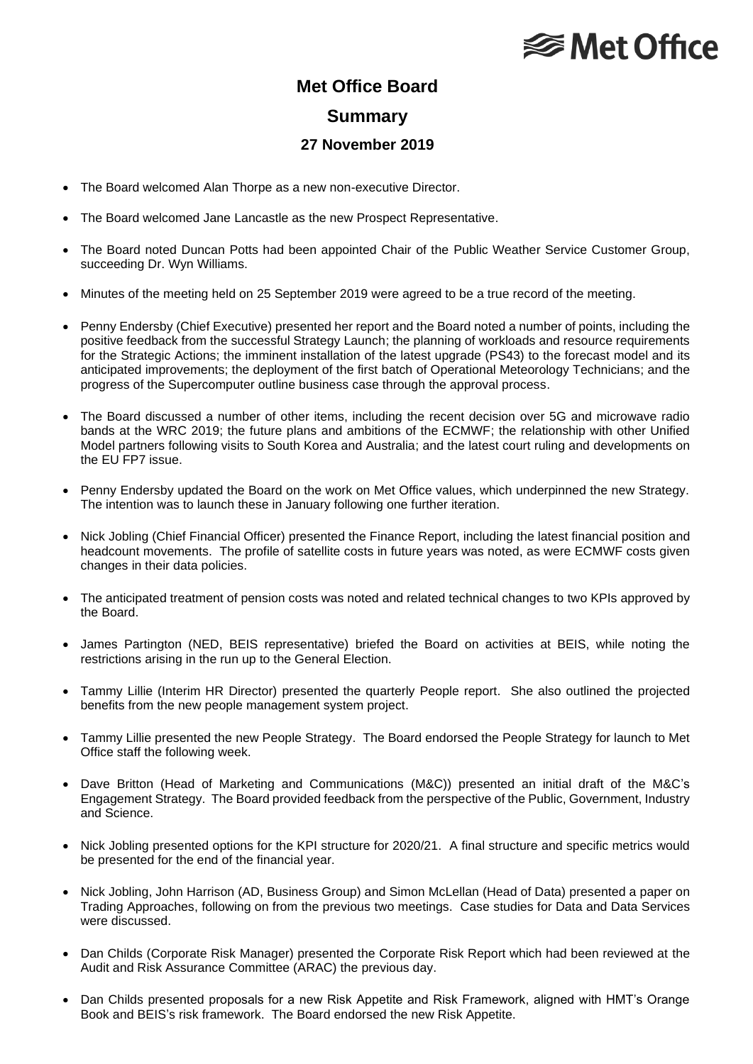Met Office

# Met Office Board

## Summary

### 27 November 2019

- The Board welcomed Alan Thorpe as a new non-executive Director.
- The Board welcomed Jane Lancastle as the new Prospect Representative.
- The Board noted Duncan Potts had been appointed Chair of the Public Weather Service Customer Group, succeeding Dr. Wyn Williams.
- Minutes of the meeting held on 25 September 2019 were agreed to be a true record of the meeting.
- Penny Endersby (Chief Executive) presented her report and the Board noted a number of points, including the positive feedback from the successful Strategy Launch; the planning of workloads and resource requirements for the Strategic Actions; the imminent installation of the latest upgrade (PS43) to the forecast model and its anticipated improvements; the deployment of the first batch of Operational Meteorology Technicians; and the progress of the Supercomputer outline business case through the approval process.
- The Board discussed a number of other items, including the recent decision over 5G and microwave radio bands at the WRC 2019; the future plans and ambitions of the ECMWF; the relationship with other Unified Model partners following visits to South Korea and Australia; and the latest court ruling and developments on the EU FP7 issue.
- Penny Endersby updated the Board on the work on Met Office values, which underpinned the new Strategy. The intention was to launch these in January following one further iteration.
- Nick Jobling (Chief Financial Officer) presented the Finance Report, including the latest financial position and headcount movements. The profile of satellite costs in future years was noted, as were ECMWF costs given changes in their data policies.
- The anticipated treatment of pension costs was noted and related technical changes to two KPIs approved by the Board.
- James Partington (NED, BEIS representative) briefed the Board on activities at BEIS, while noting the restrictions arising in the run up to the General Election.
- Tammy Lillie (Interim HR Director) presented the quarterly People report. She also outlined the projected benefits from the new people management system project.
- Tammy Lillie presented the new People Strategy. The Board endorsed the People Strategy for launch to Met Office staff the following week.
- Dave Britton (Head of Marketing and Communications (M&C)) presented an initial draft of the M&C's Engagement Strategy. The Board provided feedback from the perspective of the Public, Government, Industry and Science.
- Nick Jobling presented options for the KPI structure for 2020/21. A final structure and specific metrics would be presented for the end of the financial year.
- Nick Jobling, John Harrison (AD, Business Group) and Simon McLellan (Head of Data) presented a paper on Trading Approaches, following on from the previous two meetings. Case studies for Data and Data Services were discussed.
- Dan Childs (Corporate Risk Manager) presented the Corporate Risk Report which had been reviewed at the Audit and Risk Assurance Committee (ARAC) the previous day.
- Dan Childs presented proposals for a new Risk Appetite and Risk Framework, aligned with HMT's Orange Book and BEIS's risk framework. The Board endorsed the new Risk Appetite.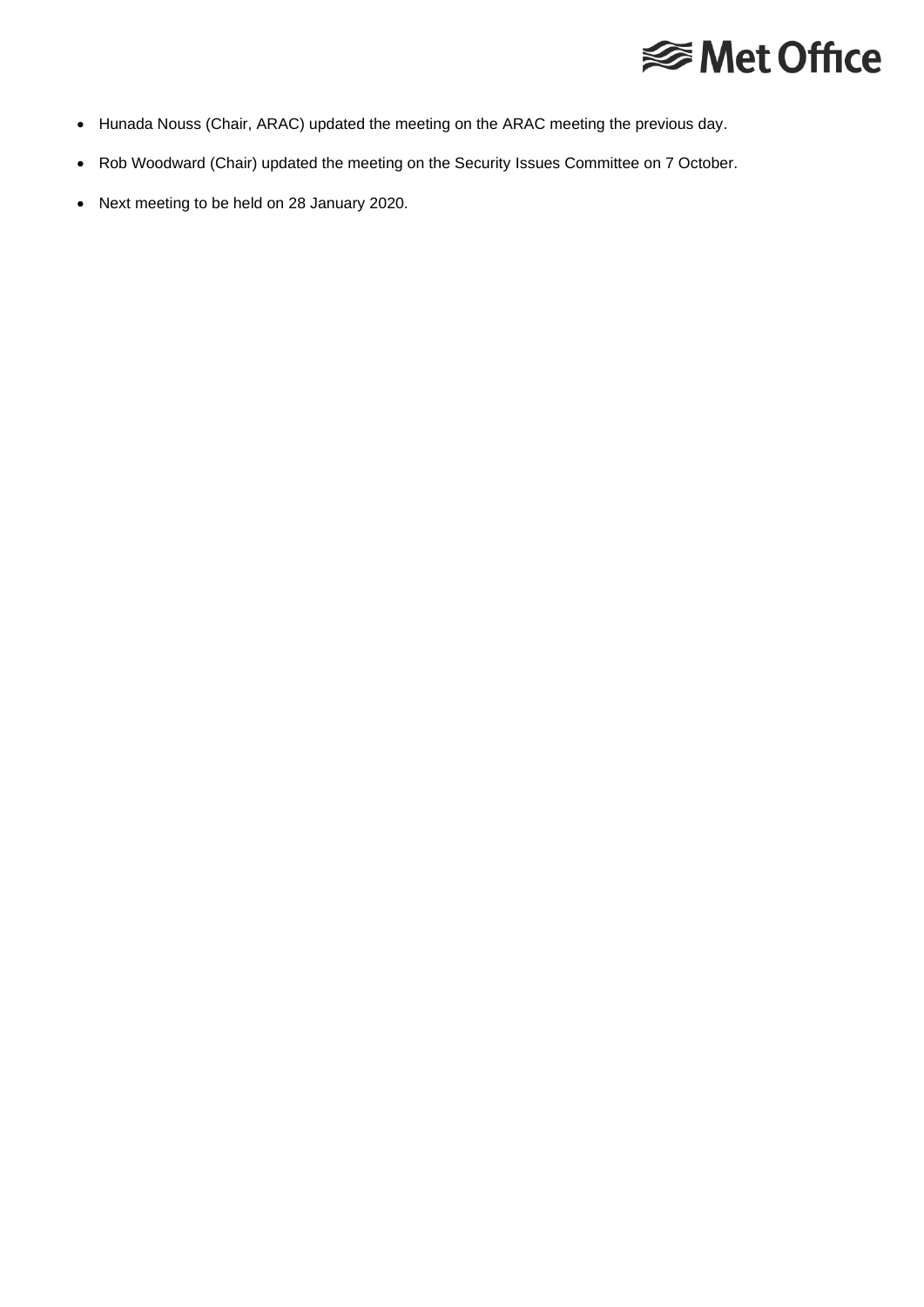- Hunada Nouss (Chair, ARAC) updated the meeting on the ARAC meeting the previous day.
- Rob Woodward (Chair) updated the meeting on the Security Issues Committee on 7 October.
- Next meeting to be held on 28 January 2020.